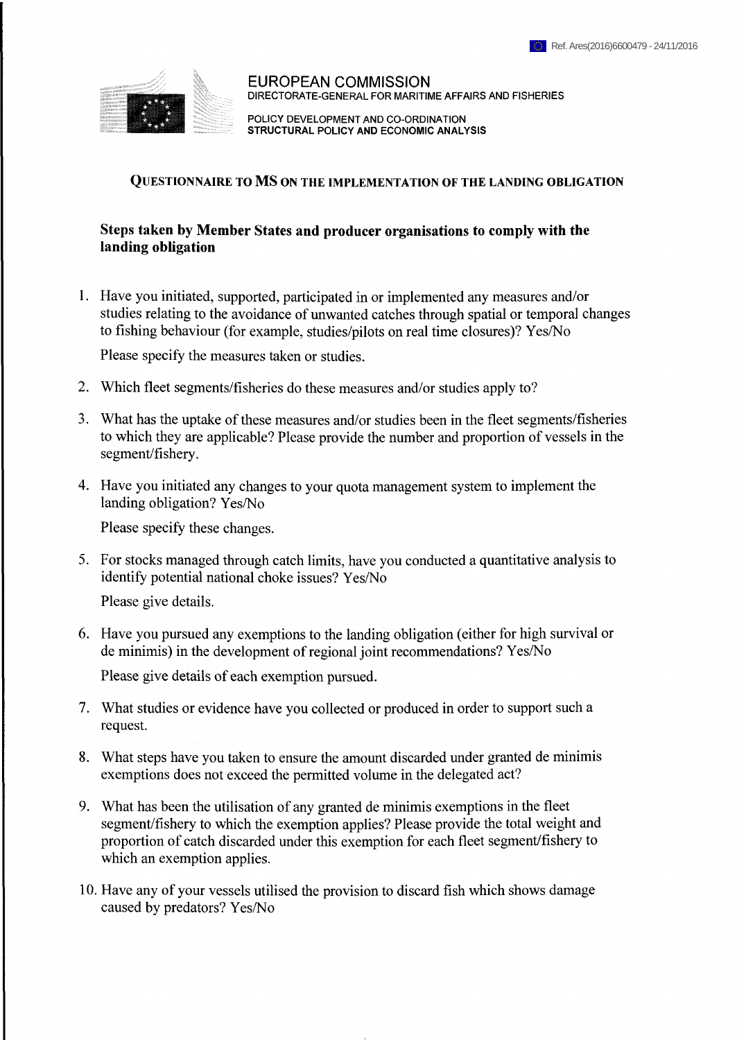Ref. Ares(2016)6600479 - 24/11/2016

EUROPEAN COMMISSION
DIRECTORATE-GENERAL FOR MARITIME AFFAIRS AND FISHERIES

POLICY DEVELOPMENT AND CO-ORDINATION
**STRUCTURAL POLICY AND ECONOMIC ANALYSIS**

# QUESTIONNAIRE TO MS ON THE IMPLEMENTATION OF THE LANDING OBLIGATION

## Steps taken by Member States and producer organisations to comply with the landing obligation

1. Have you initiated, supported, participated in or implemented any measures and/or studies relating to the avoidance of unwanted catches through spatial or temporal changes to fishing behaviour (for example, studies/pilots on real time closures)? Yes/No

   Please specify the measures taken or studies.

2. Which fleet segments/fisheries do these measures and/or studies apply to?

3. What has the uptake of these measures and/or studies been in the fleet segments/fisheries to which they are applicable? Please provide the number and proportion of vessels in the segment/fishery.

4. Have you initiated any changes to your quota management system to implement the landing obligation? Yes/No

   Please specify these changes.

5. For stocks managed through catch limits, have you conducted a quantitative analysis to identify potential national choke issues? Yes/No

   Please give details.

6. Have you pursued any exemptions to the landing obligation (either for high survival or de minimis) in the development of regional joint recommendations? Yes/No

   Please give details of each exemption pursued.

7. What studies or evidence have you collected or produced in order to support such a request.

8. What steps have you taken to ensure the amount discarded under granted de minimis exemptions does not exceed the permitted volume in the delegated act?

9. What has been the utilisation of any granted de minimis exemptions in the fleet segment/fishery to which the exemption applies? Please provide the total weight and proportion of catch discarded under this exemption for each fleet segment/fishery to which an exemption applies.

10. Have any of your vessels utilised the provision to discard fish which shows damage caused by predators? Yes/No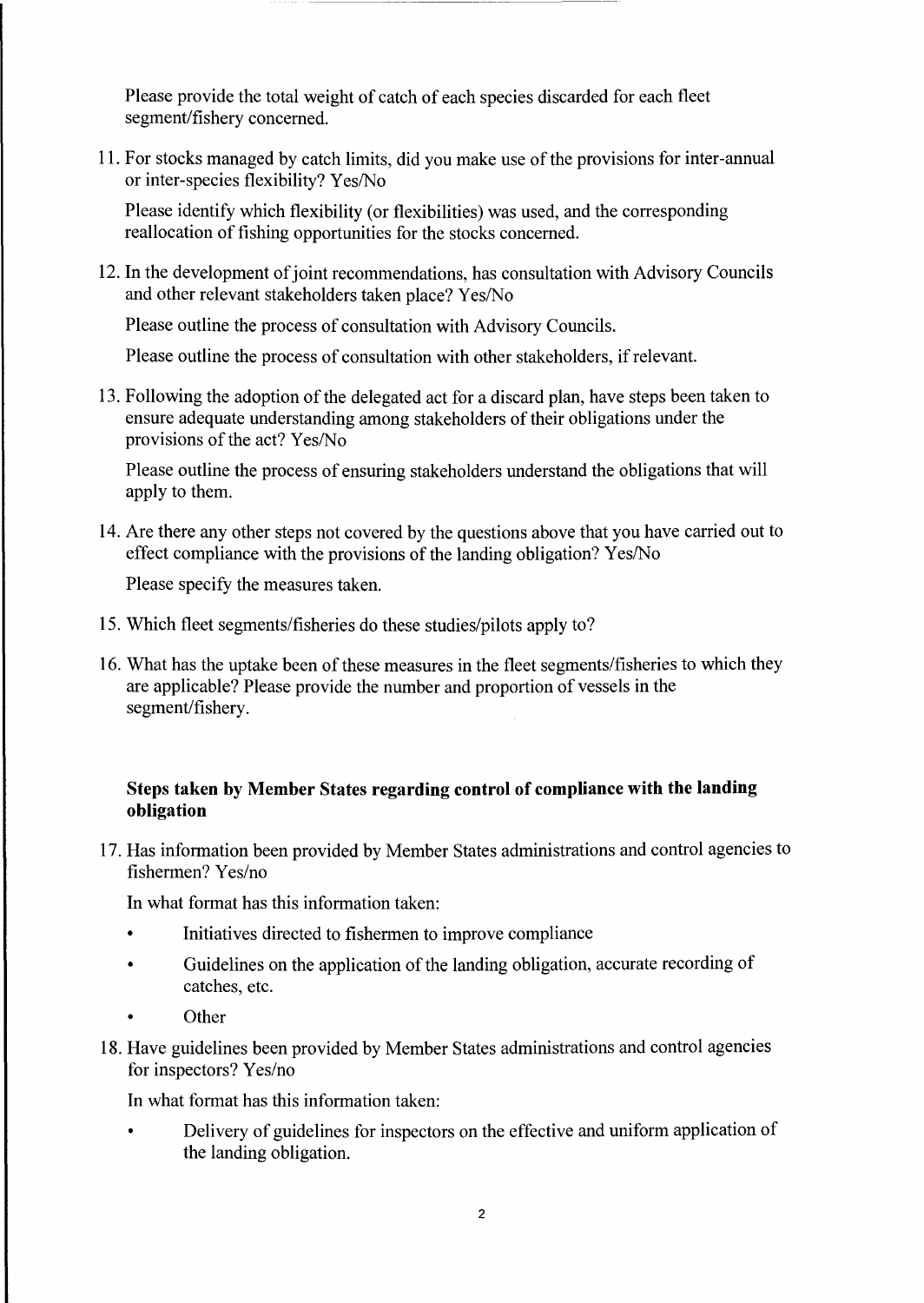Please provide the total weight of catch of each species discarded for each fleet segment/fishery concerned.

11. For stocks managed by catch limits, did you make use of the provisions for inter-annual or inter-species flexibility? Yes/No

    Please identify which flexibility (or flexibilities) was used, and the corresponding reallocation of fishing opportunities for the stocks concerned.

12. In the development of joint recommendations, has consultation with Advisory Councils and other relevant stakeholders taken place? Yes/No

    Please outline the process of consultation with Advisory Councils.

    Please outline the process of consultation with other stakeholders, if relevant.

13. Following the adoption of the delegated act for a discard plan, have steps been taken to ensure adequate understanding among stakeholders of their obligations under the provisions of the act? Yes/No

    Please outline the process of ensuring stakeholders understand the obligations that will apply to them.

14. Are there any other steps not covered by the questions above that you have carried out to effect compliance with the provisions of the landing obligation? Yes/No

    Please specify the measures taken.

15. Which fleet segments/fisheries do these studies/pilots apply to?

16. What has the uptake been of these measures in the fleet segments/fisheries to which they are applicable? Please provide the number and proportion of vessels in the segment/fishery.

**Steps taken by Member States regarding control of compliance with the landing obligation**

17. Has information been provided by Member States administrations and control agencies to fishermen? Yes/no

    In what format has this information taken:

    - Initiatives directed to fishermen to improve compliance
    - Guidelines on the application of the landing obligation, accurate recording of catches, etc.
    - Other

18. Have guidelines been provided by Member States administrations and control agencies for inspectors? Yes/no

    In what format has this information taken:

    - Delivery of guidelines for inspectors on the effective and uniform application of the landing obligation.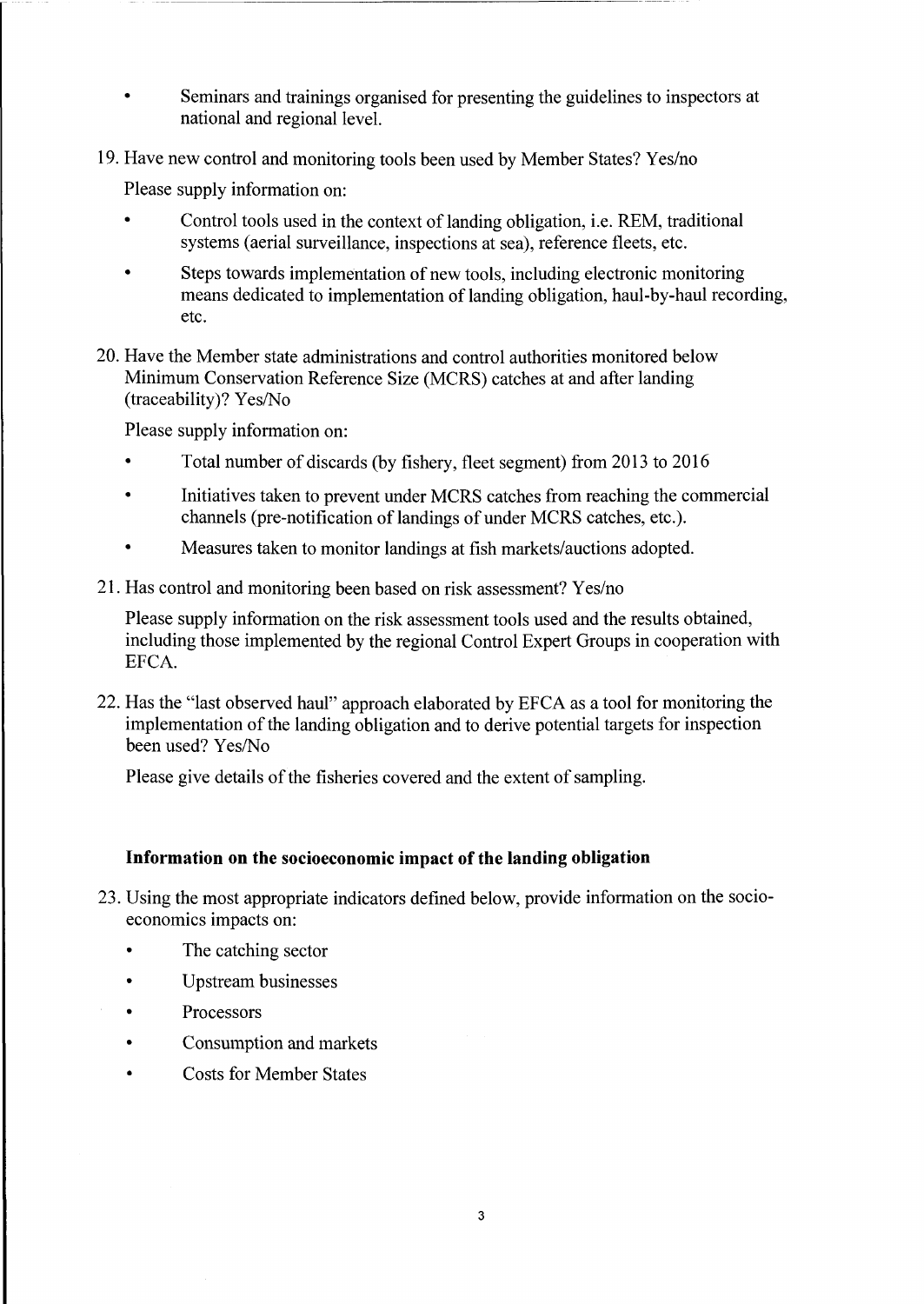- Seminars and trainings organised for presenting the guidelines to inspectors at national and regional level.

19. Have new control and monitoring tools been used by Member States? Yes/no

    Please supply information on:

    - Control tools used in the context of landing obligation, i.e. REM, traditional systems (aerial surveillance, inspections at sea), reference fleets, etc.
    - Steps towards implementation of new tools, including electronic monitoring means dedicated to implementation of landing obligation, haul-by-haul recording, etc.

20. Have the Member state administrations and control authorities monitored below Minimum Conservation Reference Size (MCRS) catches at and after landing (traceability)? Yes/No

    Please supply information on:

    - Total number of discards (by fishery, fleet segment) from 2013 to 2016
    - Initiatives taken to prevent under MCRS catches from reaching the commercial channels (pre-notification of landings of under MCRS catches, etc.).
    - Measures taken to monitor landings at fish markets/auctions adopted.

21. Has control and monitoring been based on risk assessment? Yes/no

    Please supply information on the risk assessment tools used and the results obtained, including those implemented by the regional Control Expert Groups in cooperation with EFCA.

22. Has the "last observed haul" approach elaborated by EFCA as a tool for monitoring the implementation of the landing obligation and to derive potential targets for inspection been used? Yes/No

    Please give details of the fisheries covered and the extent of sampling.

**Information on the socioeconomic impact of the landing obligation**

23. Using the most appropriate indicators defined below, provide information on the socio-economics impacts on:

    - The catching sector
    - Upstream businesses
    - Processors
    - Consumption and markets
    - Costs for Member States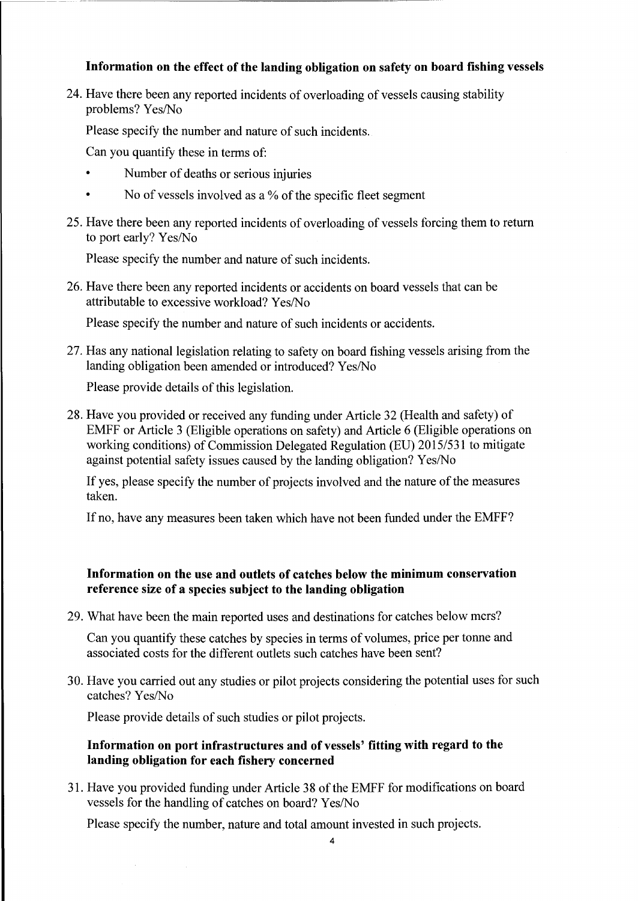**Information on the effect of the landing obligation on safety on board fishing vessels**

24. Have there been any reported incidents of overloading of vessels causing stability problems? Yes/No

    Please specify the number and nature of such incidents.

    Can you quantify these in terms of:

    - Number of deaths or serious injuries
    - No of vessels involved as a % of the specific fleet segment

25. Have there been any reported incidents of overloading of vessels forcing them to return to port early? Yes/No

    Please specify the number and nature of such incidents.

26. Have there been any reported incidents or accidents on board vessels that can be attributable to excessive workload? Yes/No

    Please specify the number and nature of such incidents or accidents.

27. Has any national legislation relating to safety on board fishing vessels arising from the landing obligation been amended or introduced? Yes/No

    Please provide details of this legislation.

28. Have you provided or received any funding under Article 32 (Health and safety) of EMFF or Article 3 (Eligible operations on safety) and Article 6 (Eligible operations on working conditions) of Commission Delegated Regulation (EU) 2015/531 to mitigate against potential safety issues caused by the landing obligation? Yes/No

    If yes, please specify the number of projects involved and the nature of the measures taken.

    If no, have any measures been taken which have not been funded under the EMFF?

**Information on the use and outlets of catches below the minimum conservation reference size of a species subject to the landing obligation**

29. What have been the main reported uses and destinations for catches below mcrs?

    Can you quantify these catches by species in terms of volumes, price per tonne and associated costs for the different outlets such catches have been sent?

30. Have you carried out any studies or pilot projects considering the potential uses for such catches? Yes/No

    Please provide details of such studies or pilot projects.

**Information on port infrastructures and of vessels' fitting with regard to the landing obligation for each fishery concerned**

31. Have you provided funding under Article 38 of the EMFF for modifications on board vessels for the handling of catches on board? Yes/No

    Please specify the number, nature and total amount invested in such projects.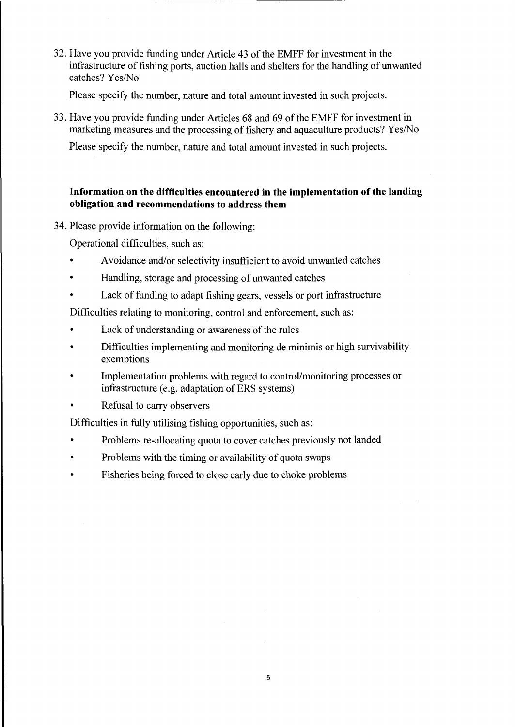32. Have you provide funding under Article 43 of the EMFF for investment in the infrastructure of fishing ports, auction halls and shelters for the handling of unwanted catches? Yes/No

    Please specify the number, nature and total amount invested in such projects.

33. Have you provide funding under Articles 68 and 69 of the EMFF for investment in marketing measures and the processing of fishery and aquaculture products? Yes/No

    Please specify the number, nature and total amount invested in such projects.

**Information on the difficulties encountered in the implementation of the landing obligation and recommendations to address them**

34. Please provide information on the following:

    Operational difficulties, such as:

    - Avoidance and/or selectivity insufficient to avoid unwanted catches
    - Handling, storage and processing of unwanted catches
    - Lack of funding to adapt fishing gears, vessels or port infrastructure

    Difficulties relating to monitoring, control and enforcement, such as:

    - Lack of understanding or awareness of the rules
    - Difficulties implementing and monitoring de minimis or high survivability exemptions
    - Implementation problems with regard to control/monitoring processes or infrastructure (e.g. adaptation of ERS systems)
    - Refusal to carry observers

    Difficulties in fully utilising fishing opportunities, such as:

    - Problems re-allocating quota to cover catches previously not landed
    - Problems with the timing or availability of quota swaps
    - Fisheries being forced to close early due to choke problems